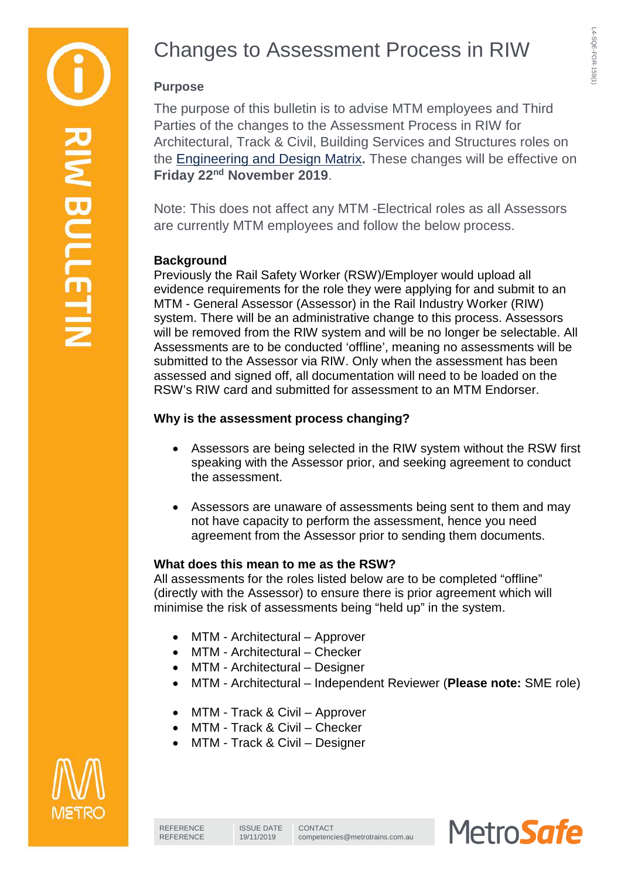# Changes to Assessment Process in RIW

**Purpose**

The purpose of this bulletin is to advise MTM employees and Third Parties of the changes to the Assessment Process in RIW for Architectural, Track & Civil, Building Services and Structures roles on the Engineering and Design Matrix**.** These changes will be effective on **Friday 22nd November 2019**.

Note: This does not affect any MTM -Electrical roles as all Assessors are currently MTM employees and follow the below process.

**Background**

Previously the Rail Safety Worker (RSW)/Employer would upload all evidence requirements for the role they were applying for and submit to an MTM - General Assessor (Assessor) in the Rail Industry Worker (RIW) system. There will be an administrative change to this process. Assessors will be removed from the RIW system and will be no longer be selectable. All Assessments are to be conducted 'offline', meaning no assessments will be submitted to the Assessor via RIW. Only when the assessment has been assessed and signed off, all documentation will need to be loaded on the RSW's RIW card and submitted for assessment to an MTM Endorser.

**Why is the assessment process changing?**

- Assessors are being selected in the RIW system without the RSW first speaking with the Assessor prior, and seeking agreement to conduct the assessment.
- Assessors are unaware of assessments being sent to them and may not have capacity to perform the assessment, hence you need agreement from the Assessor prior to sending them documents.

**What does this mean to me as the RSW?**

All assessments for the roles listed below are to be completed "offline" (directly with the Assessor) to ensure there is prior agreement which will minimise the risk of assessments being "held up" in the system.

- MTM - Architectural – Approver
- MTM - Architectural – Checker
- MTM - Architectural – Designer
- MTM - Architectural – Independent Reviewer (**Please note:** SME role)

- MTM - Track & Civil – Approver
- MTM - Track & Civil – Checker
- MTM - Track & Civil – Designer

| REFERENCE | ISSUE DATE | CONTACT |
| --- | --- | --- |
| REFERENCE | 19/11/2019 | competencies@metrotrains.com.au |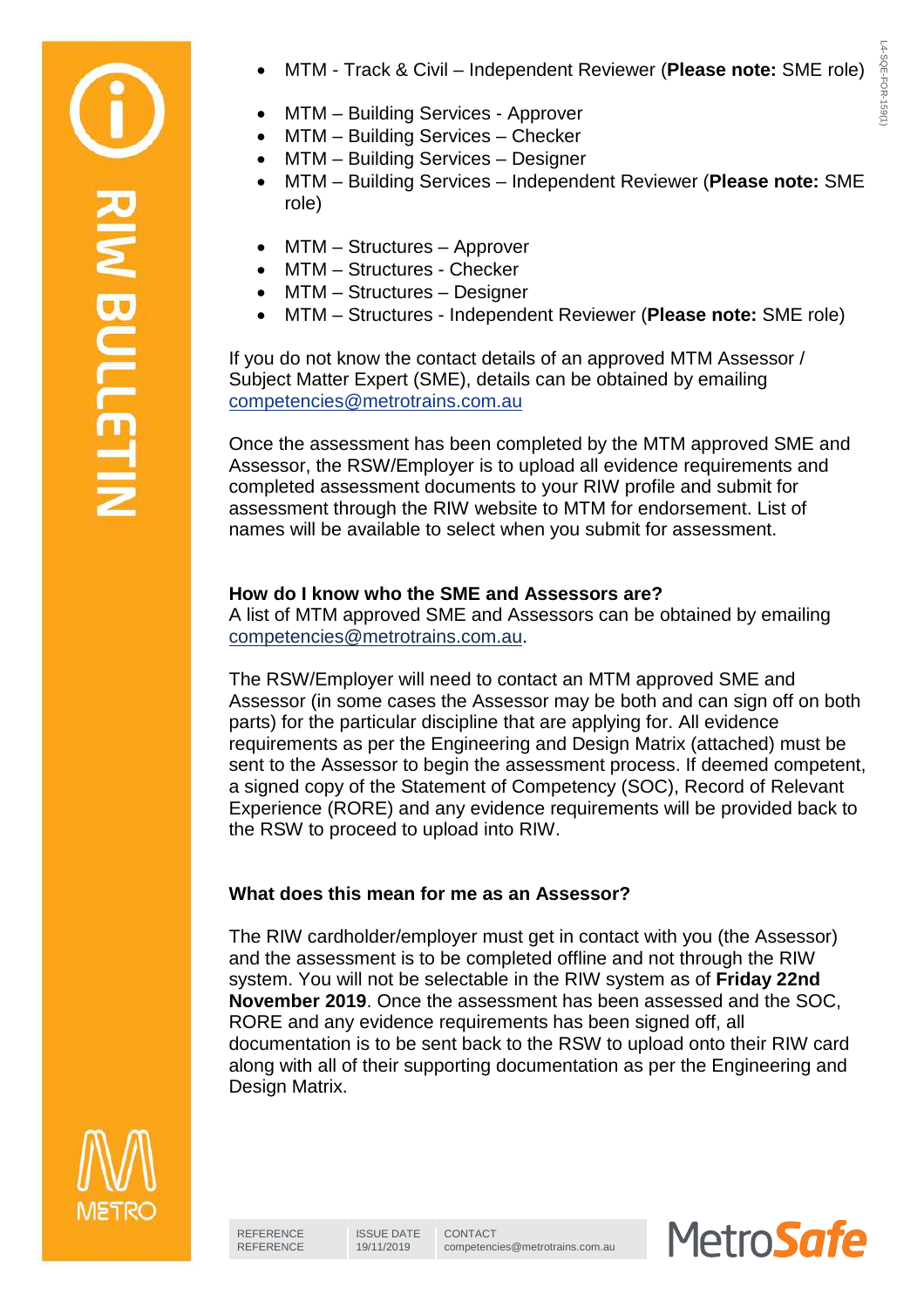- MTM - Track & Civil – Independent Reviewer (**Please note:** SME role)

- MTM – Building Services - Approver
- MTM – Building Services – Checker
- MTM – Building Services – Designer
- MTM – Building Services – Independent Reviewer (**Please note:** SME role)

- MTM – Structures – Approver
- MTM – Structures - Checker
- MTM – Structures – Designer
- MTM – Structures - Independent Reviewer (**Please note:** SME role)

If you do not know the contact details of an approved MTM Assessor / Subject Matter Expert (SME), details can be obtained by emailing competencies@metrotrains.com.au

Once the assessment has been completed by the MTM approved SME and Assessor, the RSW/Employer is to upload all evidence requirements and completed assessment documents to your RIW profile and submit for assessment through the RIW website to MTM for endorsement. List of names will be available to select when you submit for assessment.

**How do I know who the SME and Assessors are?**
A list of MTM approved SME and Assessors can be obtained by emailing competencies@metrotrains.com.au.

The RSW/Employer will need to contact an MTM approved SME and Assessor (in some cases the Assessor may be both and can sign off on both parts) for the particular discipline that are applying for. All evidence requirements as per the Engineering and Design Matrix (attached) must be sent to the Assessor to begin the assessment process. If deemed competent, a signed copy of the Statement of Competency (SOC), Record of Relevant Experience (RORE) and any evidence requirements will be provided back to the RSW to proceed to upload into RIW.

**What does this mean for me as an Assessor?**

The RIW cardholder/employer must get in contact with you (the Assessor) and the assessment is to be completed offline and not through the RIW system. You will not be selectable in the RIW system as of **Friday 22nd November 2019**. Once the assessment has been assessed and the SOC, RORE and any evidence requirements has been signed off, all documentation is to be sent back to the RSW to upload onto their RIW card along with all of their supporting documentation as per the Engineering and Design Matrix.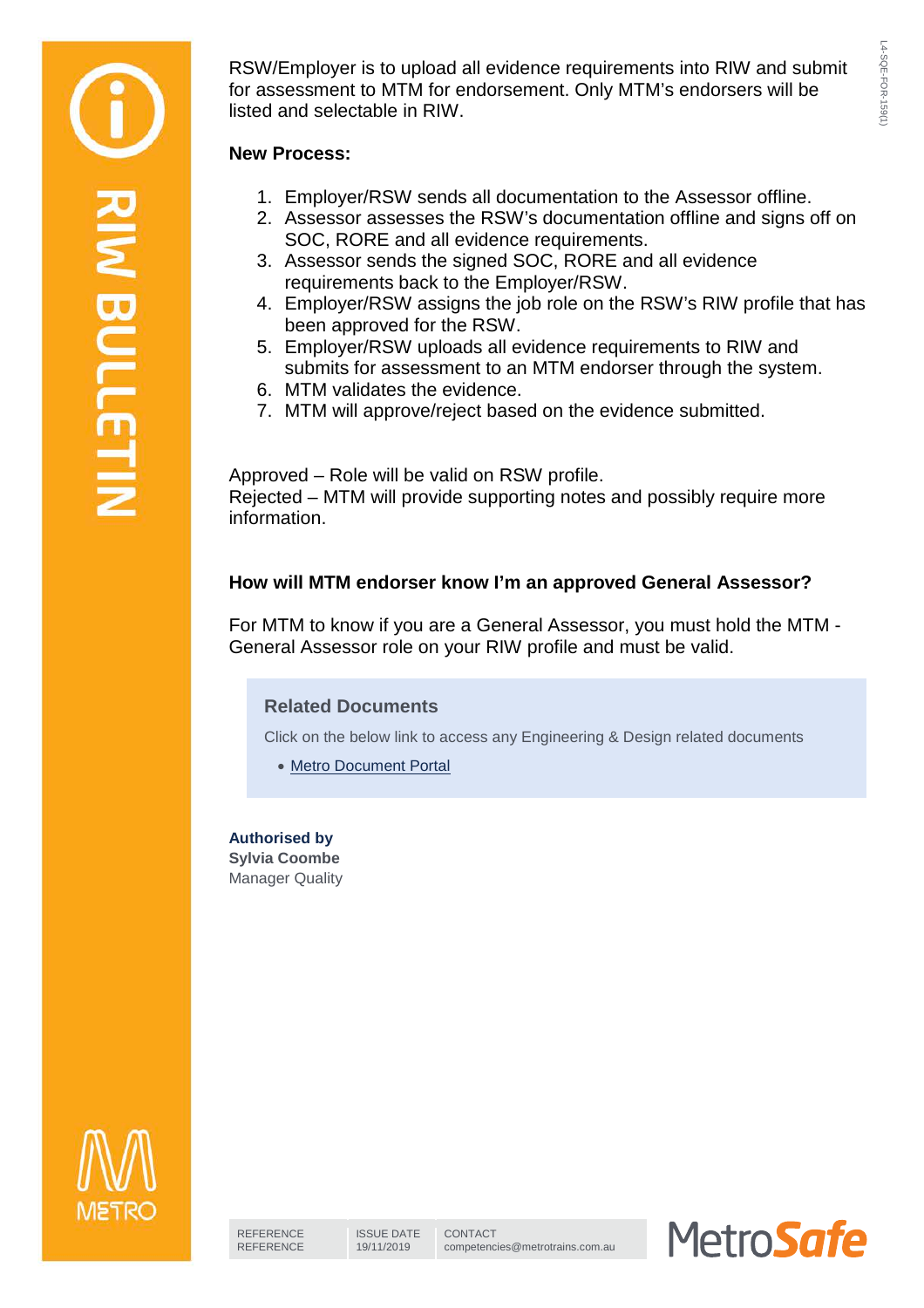RSW/Employer is to upload all evidence requirements into RIW and submit for assessment to MTM for endorsement. Only MTM's endorsers will be listed and selectable in RIW.

**New Process:**

1. Employer/RSW sends all documentation to the Assessor offline.
2. Assessor assesses the RSW's documentation offline and signs off on SOC, RORE and all evidence requirements.
3. Assessor sends the signed SOC, RORE and all evidence requirements back to the Employer/RSW.
4. Employer/RSW assigns the job role on the RSW's RIW profile that has been approved for the RSW.
5. Employer/RSW uploads all evidence requirements to RIW and submits for assessment to an MTM endorser through the system.
6. MTM validates the evidence.
7. MTM will approve/reject based on the evidence submitted.

Approved – Role will be valid on RSW profile.
Rejected – MTM will provide supporting notes and possibly require more information.

**How will MTM endorser know I'm an approved General Assessor?**

For MTM to know if you are a General Assessor, you must hold the MTM - General Assessor role on your RIW profile and must be valid.

**Related Documents**

Click on the below link to access any Engineering & Design related documents

- Metro Document Portal

**Authorised by**
**Sylvia Coombe**
Manager Quality

| REFERENCE | ISSUE DATE | CONTACT |
| --- | --- | --- |
| REFERENCE | 19/11/2019 | competencies@metrotrains.com.au |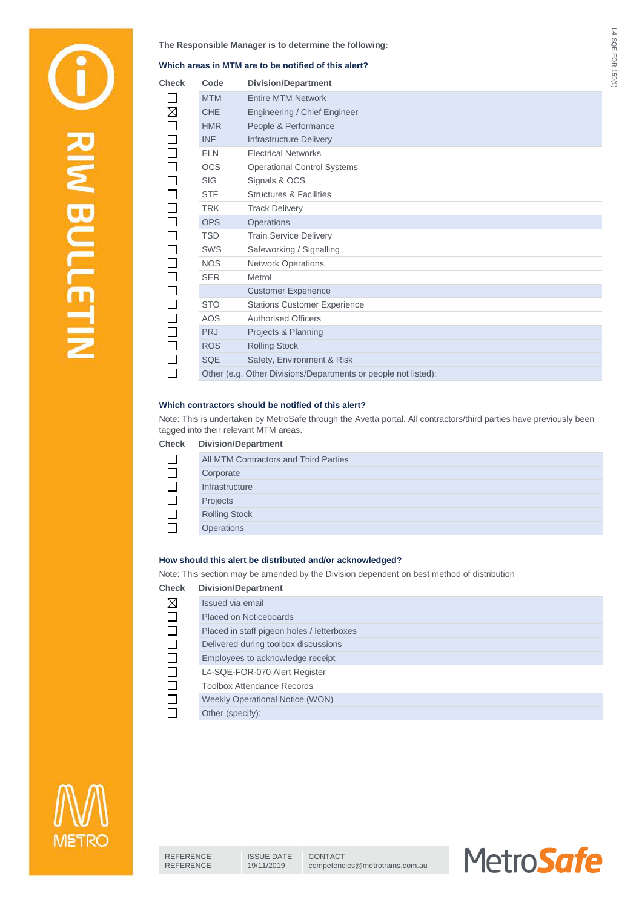The Responsible Manager is to determine the following:

**Which areas in MTM are to be notified of this alert?**

| Check | Code | Division/Department |
|---|---|---|
| ☐ | MTM | Entire MTM Network |
| ☒ | CHE | Engineering / Chief Engineer |
| ☐ | HMR | People & Performance |
| ☐ | INF | Infrastructure Delivery |
| ☐ | ELN | Electrical Networks |
| ☐ | OCS | Operational Control Systems |
| ☐ | SIG | Signals & OCS |
| ☐ | STF | Structures & Facilities |
| ☐ | TRK | Track Delivery |
| ☐ | OPS | Operations |
| ☐ | TSD | Train Service Delivery |
| ☐ | SWS | Safeworking / Signalling |
| ☐ | NOS | Network Operations |
| ☐ | SER | Metrol |
| ☐ | | Customer Experience |
| ☐ | STO | Stations Customer Experience |
| ☐ | AOS | Authorised Officers |
| ☐ | PRJ | Projects & Planning |
| ☐ | ROS | Rolling Stock |
| ☐ | SQE | Safety, Environment & Risk |
| ☐ | Other (e.g. Other Divisions/Departments or people not listed): | |

**Which contractors should be notified of this alert?**

Note: This is undertaken by MetroSafe through the Avetta portal. All contractors/third parties have previously been tagged into their relevant MTM areas.

| Check | Division/Department |
|---|---|
| ☐ | All MTM Contractors and Third Parties |
| ☐ | Corporate |
| ☐ | Infrastructure |
| ☐ | Projects |
| ☐ | Rolling Stock |
| ☐ | Operations |

**How should this alert be distributed and/or acknowledged?**

Note: This section may be amended by the Division dependent on best method of distribution

| Check | Division/Department |
|---|---|
| ☒ | Issued via email |
| ☐ | Placed on Noticeboards |
| ☐ | Placed in staff pigeon holes / letterboxes |
| ☐ | Delivered during toolbox discussions |
| ☐ | Employees to acknowledge receipt |
| ☐ | L4-SQE-FOR-070 Alert Register |
| ☐ | Toolbox Attendance Records |
| ☐ | Weekly Operational Notice (WON) |
| ☐ | Other (specify): |

| REFERENCE | ISSUE DATE | CONTACT |
|---|---|---|
| REFERENCE | 19/11/2019 | competencies@metrotrains.com.au |